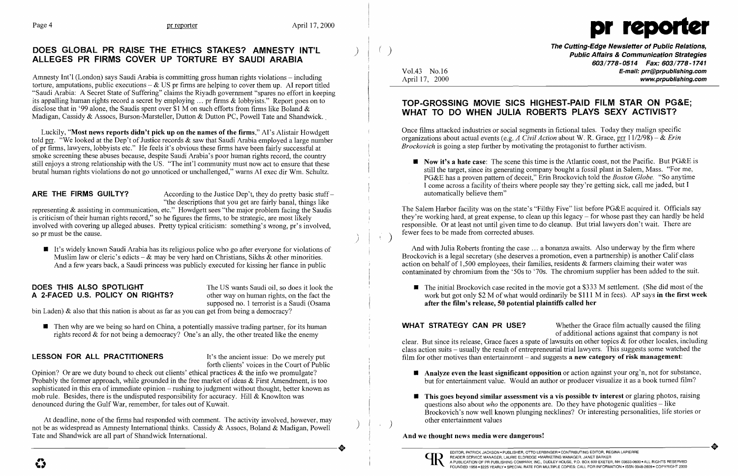## DOES GLOBAL PR RAISE THE ETHICS STAKES? AMNESTY INT'L ALLEGES PR FIRMS COVER UP TORTURE BY SAUDI ARABIA

Amnesty Int'l (London) says Saudi Arabia is committing gross human rights violations – including torture, amputations, public executions – & US pr firms are helping to cover them up. AI report titled "Saudi Arabia: A Secret State of Suffering" claims the Riyadh government "spares no effort in keeping its appalling human rights record a secret by employing ... pr firms & lobbyists." Report goes on to disclose that in '99 alone, the Saudis spent over $1 M on such efforts from firms like Boland & Madigan, Cassidy & Assocs, Burson-Marsteller, Dutton & Dutton PC, Powell Tate and Shandwick.

Luckily, **"Most news reports didn't pick up on the names of the firms,"** AI's Alistair Howdgett told prr. "We looked at the Dep't of Justice records & saw that Saudi Arabia employed a large number of pr firms, lawyers, lobbyists etc." He feels it's obvious these firms have been fairly successful at smoke screening these abuses because, despite Saudi Arabia's poor human rights record, the country still enjoys a strong relationship with the US. "The int'l community must now act to ensure that these brutal human rights violations do not go unnoticed or unchallenged," warns AI exec dir Wm. Schultz.

**ARE THE FIRMS GUILTY?** According to the Justice Dep't, they do pretty basic stuff – "the descriptions that you get are fairly banal, things like representing & assisting in communication, etc." Howdgett sees "the major problem facing the Saudis is criticism of their human rights record," so he figures the firms, to be strategic, are most likely involved with covering up alleged abuses. Pretty typical criticism: something's wrong, pr's involved, so pr must be the cause.

- It's widely known Saudi Arabia has its religious police who go after everyone for violations of Muslim law or cleric's edicts – & may be very hard on Christians, Sikhs & other minorities. And a few years back, a Saudi princess was publicly executed for kissing her fiance in public

**DOES THIS ALSO SPOTLIGHT A 2-FACED U.S. POLICY ON RIGHTS?** The US wants Saudi oil, so does it look the other way on human rights, on the fact the supposed no. 1 terrorist is a Saudi (Osama bin Laden) & also that this nation is about as far as you can get from being a democracy?

- Then why are we being so hard on China, a potentially massive trading partner, for its human rights record & for not being a democracy? One's an ally, the other treated like the enemy

**LESSON FOR ALL PRACTITIONERS** It's the ancient issue: Do we merely put forth clients' voices in the Court of Public Opinion? Or are we duty bound to check out clients' ethical practices & the info we promulgate? Probably the former approach, while grounded in the free market of ideas & First Amendment, is too sophisticated in this era of immediate opinion – rushing to judgment without thought, better known as mob rule. Besides, there is the undisputed responsibility for accuracy. Hill & Knowlton was denounced during the Gulf War, remember, for tales out of Kuwait.

At deadline, none of the firms had responded with comment. The activity involved, however, may not be as widespread as Amnesty International thinks. Cassidy & Assocs, Boland & Madigan, Powell Tate and Shandwick are all part of Shandwick International.

# pr reporter

**The Cutting-Edge Newsletter of Public Relations, Public Affairs & Communication Strategies**
**603/778-0514 Fax: 603/778-1741**
**E-mail: prr@prpublishing.com**
**www.prpublishing.com**

Vol.43 No.16
April 17, 2000

## TOP-GROSSING MOVIE SICS HIGHEST-PAID FILM STAR ON PG&E; WHAT TO DO WHEN JULIA ROBERTS PLAYS SEXY ACTIVIST?

Once films attacked industries or social segments in fictional tales. Today they malign specific organizations about actual events (e.g. *A Civil Action* about W. R. Grace, prr 11/2/98) – & *Erin Brockovich* is going a step further by motivating the protagonist to further activism.

- **Now it's a hate case**: The scene this time is the Atlantic coast, not the Pacific. But PG&E is still the target, since its generating company bought a fossil plant in Salem, Mass. "For me, PG&E has a proven pattern of deceit," Erin Brockovich told the *Boston Globe*. "So anytime I come across a facility of theirs where people say they're getting sick, call me jaded, but I automatically believe them"

The Salem Harbor facility was on the state's "Filthy Five" list before PG&E acquired it. Officials say they're working hard, at great expense, to clean up this legacy – for whose past they can hardly be held responsible. Or at least not until given time to do cleanup. But trial lawyers don't wait. There are fewer fees to be made from corrected abuses.

And with Julia Roberts fronting the case ... a bonanza awaits. Also underway by the firm where Brockovich is a legal secretary (she deserves a promotion, even a partnership) is another Calif class action on behalf of 1,500 employees, their families, residents & farmers claiming their water was contaminated by chromium from the '50s to '70s. The chromium supplier has been added to the suit.

- The initial Brockovich case recited in the movie got a $333 M settlement. (She did most of the work but got only $2 M of what would ordinarily be $111 M in fees). AP says **in the first week after the film's release, 50 potential plaintiffs called her**

**WHAT STRATEGY CAN PR USE?** Whether the Grace film actually caused the filing of additional actions against that company is not clear. But since its release, Grace faces a spate of lawsuits on other topics & for other locales, including class action suits – usually the result of entrepreneurial trial lawyers. This suggests some watched the film for other motives than entertainment – and suggests **a new category of risk management**:

- **Analyze even the least significant opposition** or action against your org'n, not for substance, but for entertainment value. Would an author or producer visualize it as a book turned film?

- **This goes beyond similar assessment vis a vis possible tv interest** or glaring photos, raising questions also about *who* the opponents are. Do they have photogenic qualities – like Brockovich's now well known plunging necklines? Or interesting personalities, life stories or other entertainment values

**And we thought news media were dangerous!**

EDITOR, PATRICK JACKSON • PUBLISHER, OTTO LERBINGER • CONTRIBUTING EDITOR, REGINA LAPIERRE
READER SERVICE MANAGER, LAURIE ELDRIDGE • MARKETING MANAGER, JANET BARKER
A PUBLICATION OF PR PUBLISHING COMPANY, INC., DUDLEY HOUSE, P.O. BOX 600 EXETER, NH 03833-0600 • ALL RIGHTS RESERVED
FOUNDED 1958 • $225 YEARLY • SPECIAL RATE FOR MULTIPLE COPIES: CALL FOR INFORMATION • ISSN 0048-2609 • COPYRIGHT 2000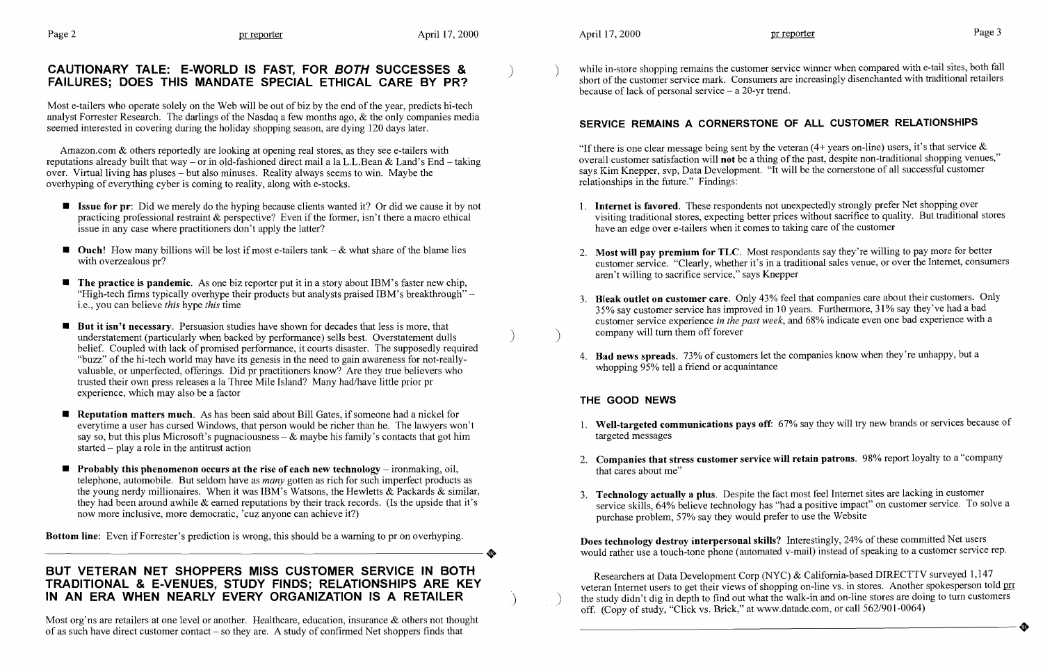## CAUTIONARY TALE: E-WORLD IS FAST, FOR *BOTH* SUCCESSES & FAILURES; DOES THIS MANDATE SPECIAL ETHICAL CARE BY PR?

Most e-tailers who operate solely on the Web will be out of biz by the end of the year, predicts hi-tech analyst Forrester Research. The darlings of the Nasdaq a few months ago, & the only companies media seemed interested in covering during the holiday shopping season, are dying 120 days later.

Amazon.com & others reportedly are looking at opening real stores, as they see e-tailers with reputations already built that way – or in old-fashioned direct mail a la L.L.Bean & Land's End – taking over. Virtual living has pluses – but also minuses. Reality always seems to win. Maybe the overhyping of everything cyber is coming to reality, along with e-stocks.

- **Issue for pr**: Did we merely do the hyping because clients wanted it? Or did we cause it by not practicing professional restraint & perspective? Even if the former, isn't there a macro ethical issue in any case where practitioners don't apply the latter?
- **Ouch!** How many billions will be lost if most e-tailers tank – & what share of the blame lies with overzealous pr?
- **The practice is pandemic.** As one biz reporter put it in a story about IBM's faster new chip, "High-tech firms typically overhype their products but analysts praised IBM's breakthrough" – i.e., you can believe *this* hype *this* time
- **But it isn't necessary.** Persuasion studies have shown for decades that less is more, that understatement (particularly when backed by performance) sells best. Overstatement dulls belief. Coupled with lack of promised performance, it courts disaster. The supposedly required "buzz" of the hi-tech world may have its genesis in the need to gain awareness for not-really-valuable, or unperfected, offerings. Did pr practitioners know? Are they true believers who trusted their own press releases a la Three Mile Island? Many had/have little prior pr experience, which may also be a factor
- **Reputation matters much.** As has been said about Bill Gates, if someone had a nickel for everytime a user has cursed Windows, that person would be richer than he. The lawyers won't say so, but this plus Microsoft's pugnaciousness – & maybe his family's contacts that got him started – play a role in the antitrust action
- **Probably this phenomenon occurs at the rise of each new technology** – ironmaking, oil, telephone, automobile. But seldom have as *many* gotten as rich for such imperfect products as the young nerdy millionaires. When it was IBM's Watsons, the Hewletts & Packards & similar, they had been around awhile & earned reputations by their track records. (Is the upside that it's now more inclusive, more democratic, 'cuz anyone can achieve it?)

**Bottom line**: Even if Forrester's prediction is wrong, this should be a warning to pr on overhyping.

---

## BUT VETERAN NET SHOPPERS MISS CUSTOMER SERVICE IN BOTH TRADITIONAL & E-VENUES, STUDY FINDS; RELATIONSHIPS ARE KEY IN AN ERA WHEN NEARLY EVERY ORGANIZATION IS A RETAILER

Most org'ns are retailers at one level or another. Healthcare, education, insurance & others not thought of as such have direct customer contact – so they are. A study of confirmed Net shoppers finds that while in-store shopping remains the customer service winner when compared with e-tail sites, both fall short of the customer service mark. Consumers are increasingly disenchanted with traditional retailers because of lack of personal service – a 20-yr trend.

### SERVICE REMAINS A CORNERSTONE OF ALL CUSTOMER RELATIONSHIPS

"If there is one clear message being sent by the veteran (4+ years on-line) users, it's that service & overall customer satisfaction will **not** be a thing of the past, despite non-traditional shopping venues," says Kim Knepper, svp, Data Development. "It will be the cornerstone of all successful customer relationships in the future." Findings:

1. **Internet is favored.** These respondents not unexpectedly strongly prefer Net shopping over visiting traditional stores, expecting better prices without sacrifice to quality. But traditional stores have an edge over e-tailers when it comes to taking care of the customer
2. **Most will pay premium for TLC.** Most respondents say they're willing to pay more for better customer service. "Clearly, whether it's in a traditional sales venue, or over the Internet, consumers aren't willing to sacrifice service," says Knepper
3. **Bleak outlet on customer care.** Only 43% feel that companies care about their customers. Only 35% say customer service has improved in 10 years. Furthermore, 31% say they've had a bad customer service experience *in the past week*, and 68% indicate even one bad experience with a company will turn them off forever
4. **Bad news spreads.** 73% of customers let the companies know when they're unhappy, but a whopping 95% tell a friend or acquaintance

### THE GOOD NEWS

1. **Well-targeted communications pays off**: 67% say they will try new brands or services because of targeted messages
2. **Companies that stress customer service will retain patrons.** 98% report loyalty to a "company that cares about me"
3. **Technology actually a plus**. Despite the fact most feel Internet sites are lacking in customer service skills, 64% believe technology has "had a positive impact" on customer service. To solve a purchase problem, 57% say they would prefer to use the Website

**Does technology destroy interpersonal skills?** Interestingly, 24% of these committed Net users would rather use a touch-tone phone (automated v-mail) instead of speaking to a customer service rep.

Researchers at Data Development Corp (NYC) & California-based DIRECTTV surveyed 1,147 veteran Internet users to get their views of shopping on-line vs. in stores. Another spokesperson told prr the study didn't dig in depth to find out what the walk-in and on-line stores are doing to turn customers off. (Copy of study, "Click vs. Brick," at www.datadc.com, or call 562/901-0064)